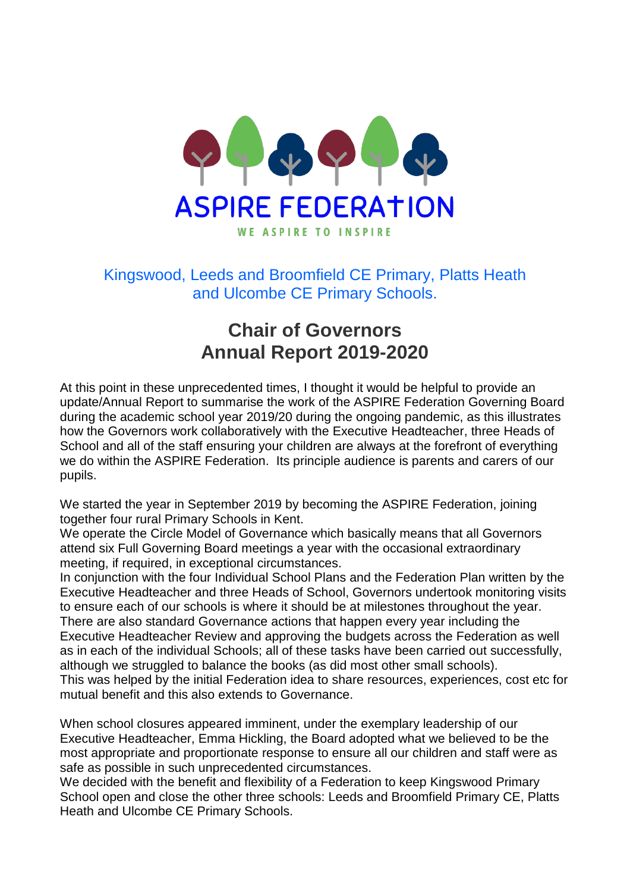ASPIRE FEDERATION

WE ASPIRE TO INSPIRE

Kingswood, Leeds and Broomfield CE Primary, Platts Heath and Ulcombe CE Primary Schools.

# Chair of Governors Annual Report 2019-2020

At this point in these unprecedented times, I thought it would be helpful to provide an update/Annual Report to summarise the work of the ASPIRE Federation Governing Board during the academic school year 2019/20 during the ongoing pandemic, as this illustrates how the Governors work collaboratively with the Executive Headteacher, three Heads of School and all of the staff ensuring your children are always at the forefront of everything we do within the ASPIRE Federation. Its principle audience is parents and carers of our pupils.

We started the year in September 2019 by becoming the ASPIRE Federation, joining together four rural Primary Schools in Kent.
We operate the Circle Model of Governance which basically means that all Governors attend six Full Governing Board meetings a year with the occasional extraordinary meeting, if required, in exceptional circumstances.
In conjunction with the four Individual School Plans and the Federation Plan written by the Executive Headteacher and three Heads of School, Governors undertook monitoring visits to ensure each of our schools is where it should be at milestones throughout the year.
There are also standard Governance actions that happen every year including the Executive Headteacher Review and approving the budgets across the Federation as well as in each of the individual Schools; all of these tasks have been carried out successfully, although we struggled to balance the books (as did most other small schools).
This was helped by the initial Federation idea to share resources, experiences, cost etc for mutual benefit and this also extends to Governance.

When school closures appeared imminent, under the exemplary leadership of our Executive Headteacher, Emma Hickling, the Board adopted what we believed to be the most appropriate and proportionate response to ensure all our children and staff were as safe as possible in such unprecedented circumstances.
We decided with the benefit and flexibility of a Federation to keep Kingswood Primary School open and close the other three schools: Leeds and Broomfield Primary CE, Platts Heath and Ulcombe CE Primary Schools.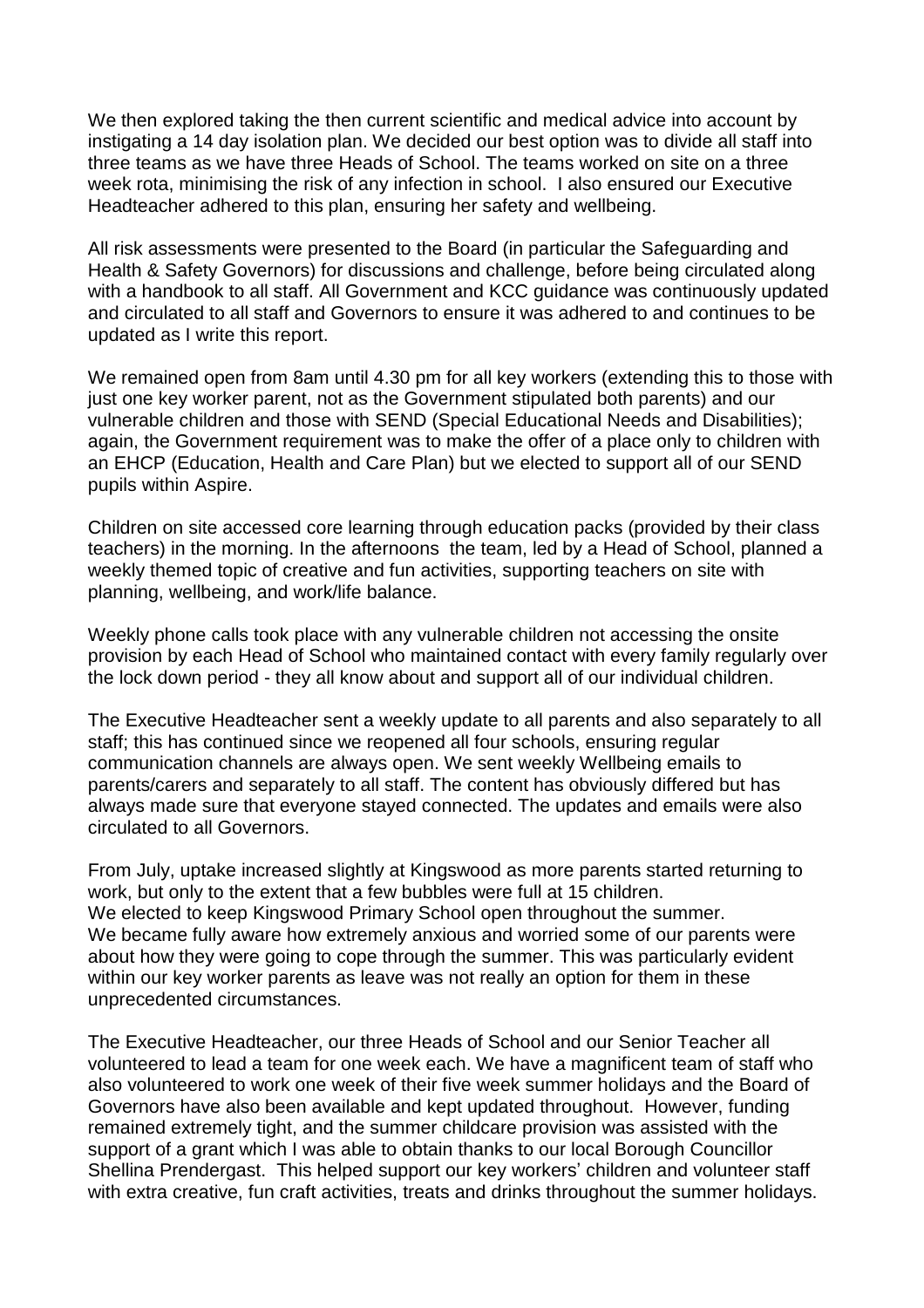We then explored taking the then current scientific and medical advice into account by instigating a 14 day isolation plan. We decided our best option was to divide all staff into three teams as we have three Heads of School. The teams worked on site on a three week rota, minimising the risk of any infection in school. I also ensured our Executive Headteacher adhered to this plan, ensuring her safety and wellbeing.

All risk assessments were presented to the Board (in particular the Safeguarding and Health & Safety Governors) for discussions and challenge, before being circulated along with a handbook to all staff. All Government and KCC guidance was continuously updated and circulated to all staff and Governors to ensure it was adhered to and continues to be updated as I write this report.

We remained open from 8am until 4.30 pm for all key workers (extending this to those with just one key worker parent, not as the Government stipulated both parents) and our vulnerable children and those with SEND (Special Educational Needs and Disabilities); again, the Government requirement was to make the offer of a place only to children with an EHCP (Education, Health and Care Plan) but we elected to support all of our SEND pupils within Aspire.

Children on site accessed core learning through education packs (provided by their class teachers) in the morning. In the afternoons the team, led by a Head of School, planned a weekly themed topic of creative and fun activities, supporting teachers on site with planning, wellbeing, and work/life balance.

Weekly phone calls took place with any vulnerable children not accessing the onsite provision by each Head of School who maintained contact with every family regularly over the lock down period - they all know about and support all of our individual children.

The Executive Headteacher sent a weekly update to all parents and also separately to all staff; this has continued since we reopened all four schools, ensuring regular communication channels are always open. We sent weekly Wellbeing emails to parents/carers and separately to all staff. The content has obviously differed but has always made sure that everyone stayed connected. The updates and emails were also circulated to all Governors.

From July, uptake increased slightly at Kingswood as more parents started returning to work, but only to the extent that a few bubbles were full at 15 children.
We elected to keep Kingswood Primary School open throughout the summer.
We became fully aware how extremely anxious and worried some of our parents were about how they were going to cope through the summer. This was particularly evident within our key worker parents as leave was not really an option for them in these unprecedented circumstances.

The Executive Headteacher, our three Heads of School and our Senior Teacher all volunteered to lead a team for one week each. We have a magnificent team of staff who also volunteered to work one week of their five week summer holidays and the Board of Governors have also been available and kept updated throughout. However, funding remained extremely tight, and the summer childcare provision was assisted with the support of a grant which I was able to obtain thanks to our local Borough Councillor Shellina Prendergast. This helped support our key workers' children and volunteer staff with extra creative, fun craft activities, treats and drinks throughout the summer holidays.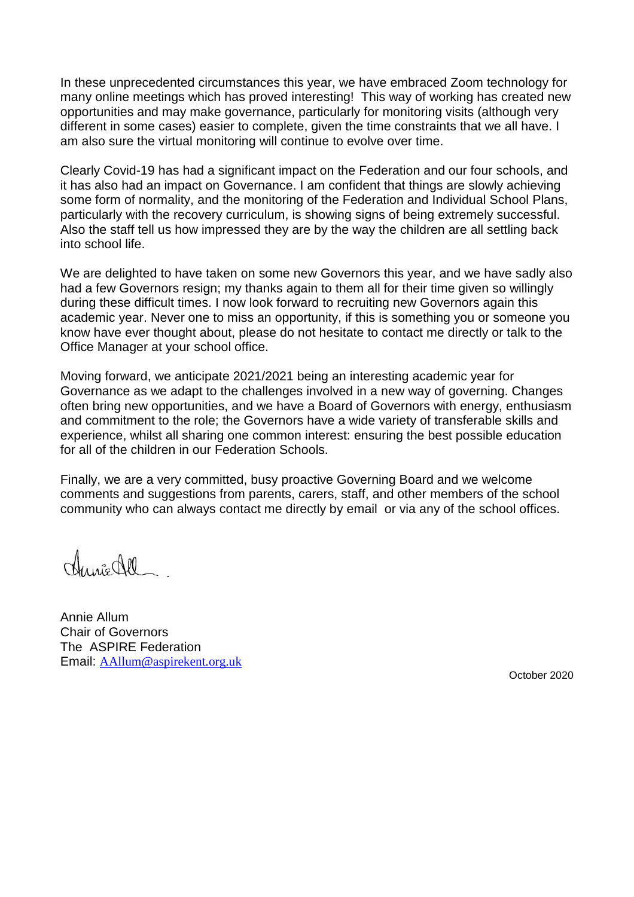In these unprecedented circumstances this year, we have embraced Zoom technology for many online meetings which has proved interesting! This way of working has created new opportunities and may make governance, particularly for monitoring visits (although very different in some cases) easier to complete, given the time constraints that we all have. I am also sure the virtual monitoring will continue to evolve over time.

Clearly Covid-19 has had a significant impact on the Federation and our four schools, and it has also had an impact on Governance. I am confident that things are slowly achieving some form of normality, and the monitoring of the Federation and Individual School Plans, particularly with the recovery curriculum, is showing signs of being extremely successful. Also the staff tell us how impressed they are by the way the children are all settling back into school life.

We are delighted to have taken on some new Governors this year, and we have sadly also had a few Governors resign; my thanks again to them all for their time given so willingly during these difficult times. I now look forward to recruiting new Governors again this academic year. Never one to miss an opportunity, if this is something you or someone you know have ever thought about, please do not hesitate to contact me directly or talk to the Office Manager at your school office.

Moving forward, we anticipate 2021/2021 being an interesting academic year for Governance as we adapt to the challenges involved in a new way of governing. Changes often bring new opportunities, and we have a Board of Governors with energy, enthusiasm and commitment to the role; the Governors have a wide variety of transferable skills and experience, whilst all sharing one common interest: ensuring the best possible education for all of the children in our Federation Schools.

Finally, we are a very committed, busy proactive Governing Board and we welcome comments and suggestions from parents, carers, staff, and other members of the school community who can always contact me directly by email or via any of the school offices.

Annie Allum
Chair of Governors
The ASPIRE Federation
Email: AAllum@aspirekent.org.uk

October 2020